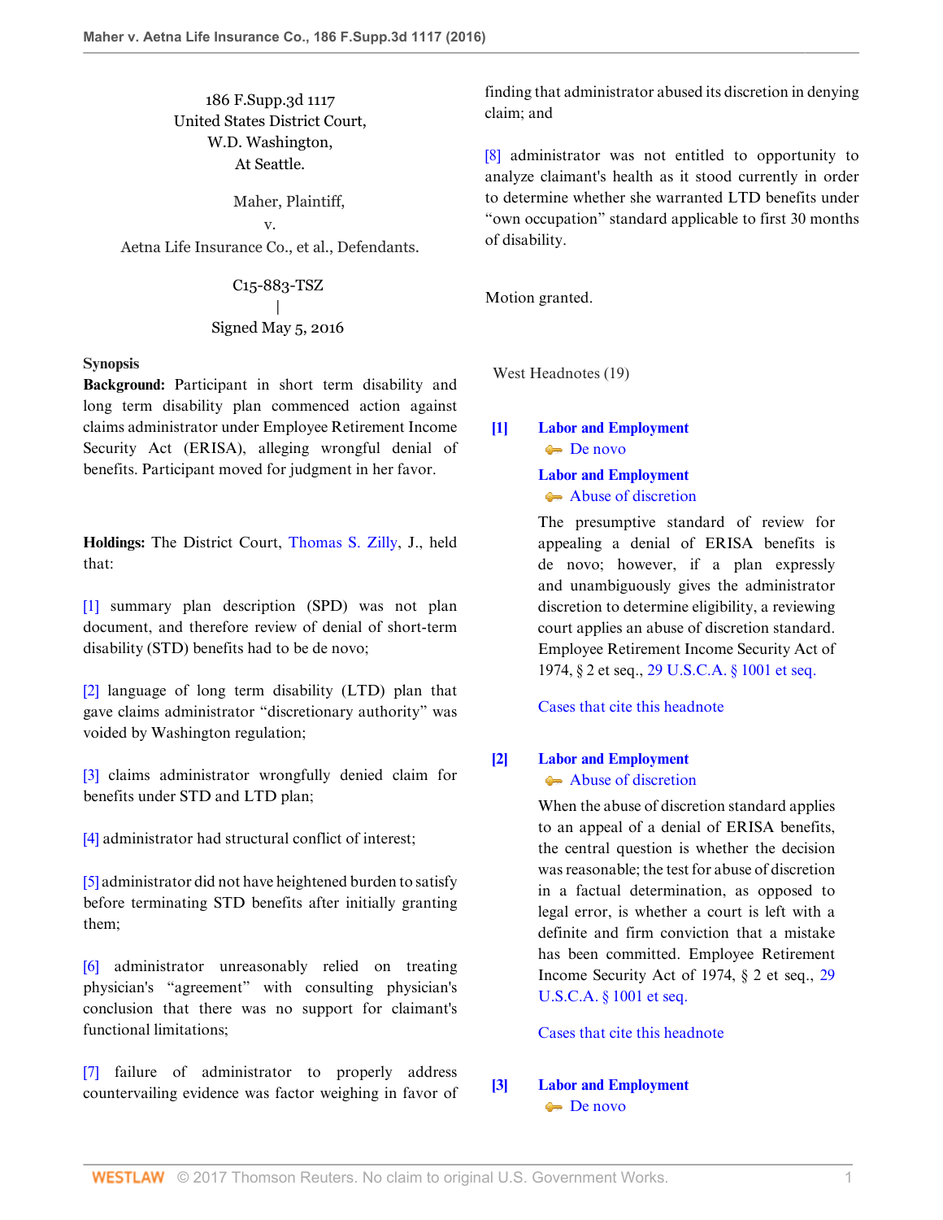186 F.Supp.3d 1117
United States District Court,
W.D. Washington,
At Seattle.

Maher, Plaintiff,
v.
Aetna Life Insurance Co., et al., Defendants.

C15-883-TSZ
|
Signed May 5, 2016

**Synopsis**

**Background:** Participant in short term disability and long term disability plan commenced action against claims administrator under Employee Retirement Income Security Act (ERISA), alleging wrongful denial of benefits. Participant moved for judgment in her favor.

**Holdings:** The District Court, Thomas S. Zilly, J., held that:

[1] summary plan description (SPD) was not plan document, and therefore review of denial of short-term disability (STD) benefits had to be de novo;

[2] language of long term disability (LTD) plan that gave claims administrator "discretionary authority" was voided by Washington regulation;

[3] claims administrator wrongfully denied claim for benefits under STD and LTD plan;

[4] administrator had structural conflict of interest;

[5] administrator did not have heightened burden to satisfy before terminating STD benefits after initially granting them;

[6] administrator unreasonably relied on treating physician's "agreement" with consulting physician's conclusion that there was no support for claimant's functional limitations;

[7] failure of administrator to properly address countervailing evidence was factor weighing in favor of finding that administrator abused its discretion in denying claim; and

[8] administrator was not entitled to opportunity to analyze claimant's health as it stood currently in order to determine whether she warranted LTD benefits under "own occupation" standard applicable to first 30 months of disability.

Motion granted.

West Headnotes (19)

**[1]** **Labor and Employment**
De novo
**Labor and Employment**
Abuse of discretion

The presumptive standard of review for appealing a denial of ERISA benefits is de novo; however, if a plan expressly and unambiguously gives the administrator discretion to determine eligibility, a reviewing court applies an abuse of discretion standard. Employee Retirement Income Security Act of 1974, § 2 et seq., 29 U.S.C.A. § 1001 et seq.

Cases that cite this headnote

**[2]** **Labor and Employment**
Abuse of discretion

When the abuse of discretion standard applies to an appeal of a denial of ERISA benefits, the central question is whether the decision was reasonable; the test for abuse of discretion in a factual determination, as opposed to legal error, is whether a court is left with a definite and firm conviction that a mistake has been committed. Employee Retirement Income Security Act of 1974, § 2 et seq., 29 U.S.C.A. § 1001 et seq.

Cases that cite this headnote

**[3]** **Labor and Employment**
De novo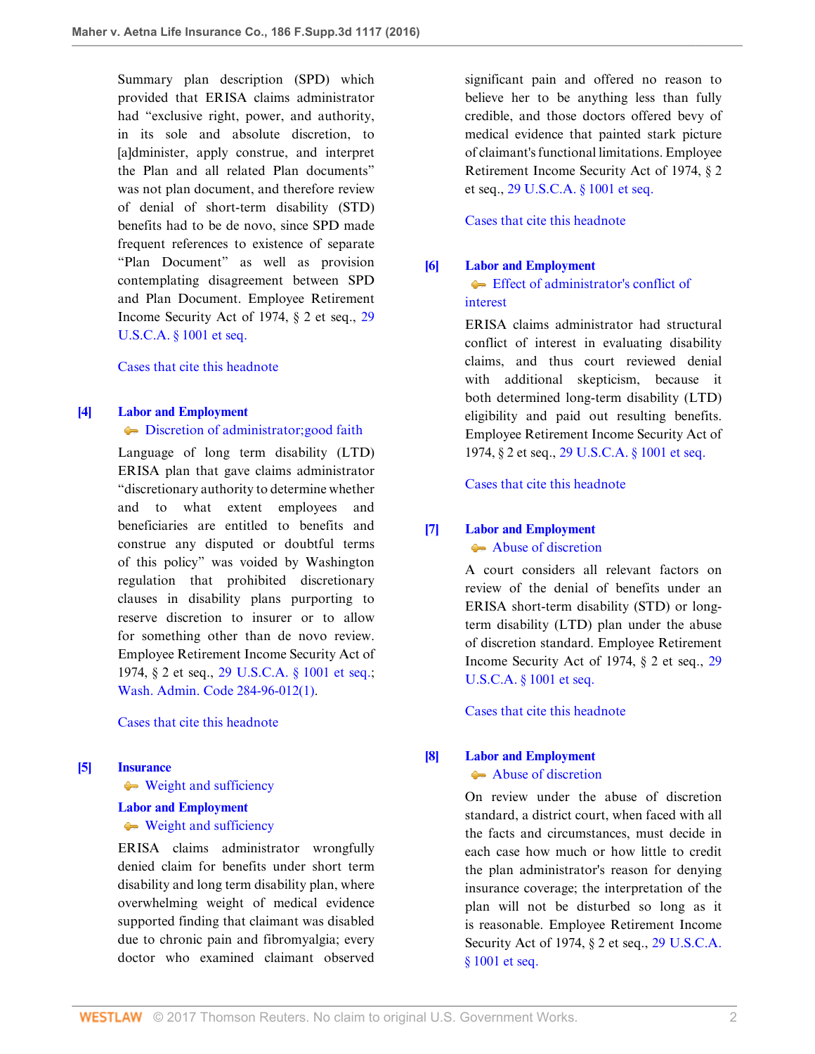Summary plan description (SPD) which provided that ERISA claims administrator had "exclusive right, power, and authority, in its sole and absolute discretion, to [a]dminister, apply construe, and interpret the Plan and all related Plan documents" was not plan document, and therefore review of denial of short-term disability (STD) benefits had to be de novo, since SPD made frequent references to existence of separate "Plan Document" as well as provision contemplating disagreement between SPD and Plan Document. Employee Retirement Income Security Act of 1974, § 2 et seq., 29 U.S.C.A. § 1001 et seq.

Cases that cite this headnote

**[4] Labor and Employment**
Discretion of administrator;good faith

Language of long term disability (LTD) ERISA plan that gave claims administrator "discretionary authority to determine whether and to what extent employees and beneficiaries are entitled to benefits and construe any disputed or doubtful terms of this policy" was voided by Washington regulation that prohibited discretionary clauses in disability plans purporting to reserve discretion to insurer or to allow for something other than de novo review. Employee Retirement Income Security Act of 1974, § 2 et seq., 29 U.S.C.A. § 1001 et seq.; Wash. Admin. Code 284-96-012(1).

Cases that cite this headnote

**[5] Insurance**
Weight and sufficiency

**Labor and Employment**
Weight and sufficiency

ERISA claims administrator wrongfully denied claim for benefits under short term disability and long term disability plan, where overwhelming weight of medical evidence supported finding that claimant was disabled due to chronic pain and fibromyalgia; every doctor who examined claimant observed significant pain and offered no reason to believe her to be anything less than fully credible, and those doctors offered bevy of medical evidence that painted stark picture of claimant's functional limitations. Employee Retirement Income Security Act of 1974, § 2 et seq., 29 U.S.C.A. § 1001 et seq.

Cases that cite this headnote

**[6] Labor and Employment**
Effect of administrator's conflict of interest

ERISA claims administrator had structural conflict of interest in evaluating disability claims, and thus court reviewed denial with additional skepticism, because it both determined long-term disability (LTD) eligibility and paid out resulting benefits. Employee Retirement Income Security Act of 1974, § 2 et seq., 29 U.S.C.A. § 1001 et seq.

Cases that cite this headnote

**[7] Labor and Employment**
Abuse of discretion

A court considers all relevant factors on review of the denial of benefits under an ERISA short-term disability (STD) or long-term disability (LTD) plan under the abuse of discretion standard. Employee Retirement Income Security Act of 1974, § 2 et seq., 29 U.S.C.A. § 1001 et seq.

Cases that cite this headnote

**[8] Labor and Employment**
Abuse of discretion

On review under the abuse of discretion standard, a district court, when faced with all the facts and circumstances, must decide in each case how much or how little to credit the plan administrator's reason for denying insurance coverage; the interpretation of the plan will not be disturbed so long as it is reasonable. Employee Retirement Income Security Act of 1974, § 2 et seq., 29 U.S.C.A. § 1001 et seq.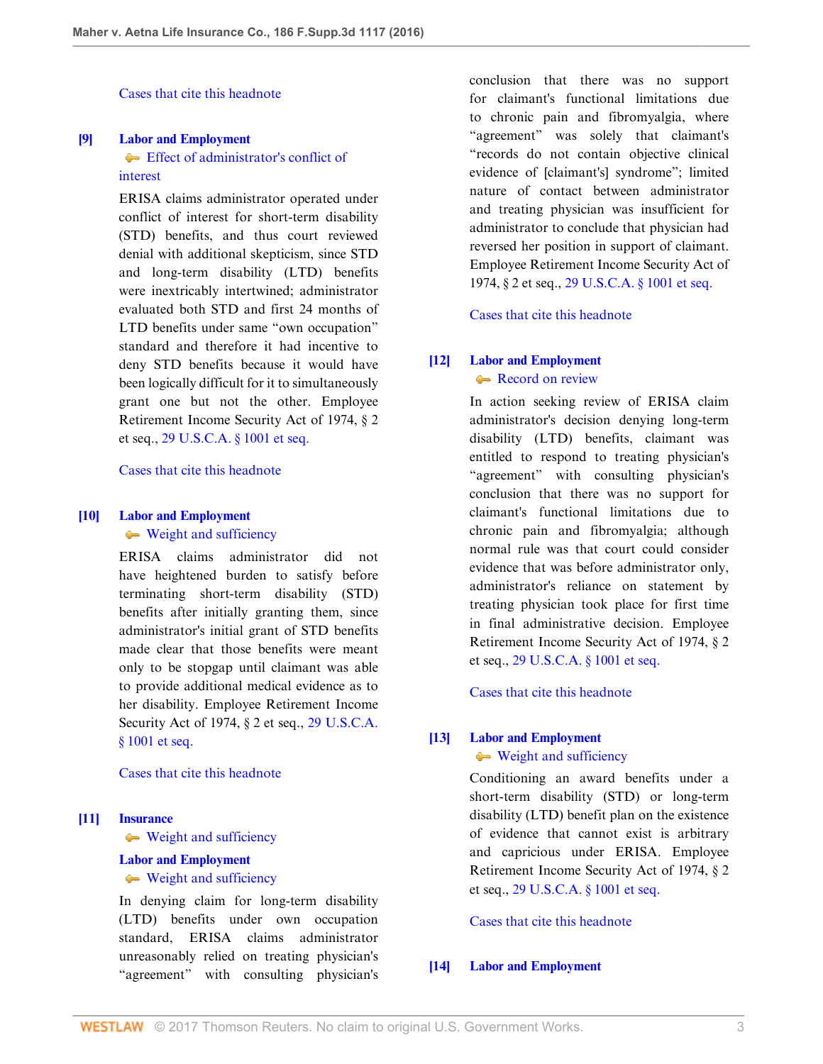Cases that cite this headnote

**[9]** **Labor and Employment**
Effect of administrator's conflict of interest

ERISA claims administrator operated under conflict of interest for short-term disability (STD) benefits, and thus court reviewed denial with additional skepticism, since STD and long-term disability (LTD) benefits were inextricably intertwined; administrator evaluated both STD and first 24 months of LTD benefits under same "own occupation" standard and therefore it had incentive to deny STD benefits because it would have been logically difficult for it to simultaneously grant one but not the other. Employee Retirement Income Security Act of 1974, § 2 et seq., 29 U.S.C.A. § 1001 et seq.

Cases that cite this headnote

**[10]** **Labor and Employment**
Weight and sufficiency

ERISA claims administrator did not have heightened burden to satisfy before terminating short-term disability (STD) benefits after initially granting them, since administrator's initial grant of STD benefits made clear that those benefits were meant only to be stopgap until claimant was able to provide additional medical evidence as to her disability. Employee Retirement Income Security Act of 1974, § 2 et seq., 29 U.S.C.A. § 1001 et seq.

Cases that cite this headnote

**[11]** **Insurance**
Weight and sufficiency
**Labor and Employment**
Weight and sufficiency

In denying claim for long-term disability (LTD) benefits under own occupation standard, ERISA claims administrator unreasonably relied on treating physician's "agreement" with consulting physician's conclusion that there was no support for claimant's functional limitations due to chronic pain and fibromyalgia, where "agreement" was solely that claimant's "records do not contain objective clinical evidence of [claimant's] syndrome"; limited nature of contact between administrator and treating physician was insufficient for administrator to conclude that physician had reversed her position in support of claimant. Employee Retirement Income Security Act of 1974, § 2 et seq., 29 U.S.C.A. § 1001 et seq.

Cases that cite this headnote

**[12]** **Labor and Employment**
Record on review

In action seeking review of ERISA claim administrator's decision denying long-term disability (LTD) benefits, claimant was entitled to respond to treating physician's "agreement" with consulting physician's conclusion that there was no support for claimant's functional limitations due to chronic pain and fibromyalgia; although normal rule was that court could consider evidence that was before administrator only, administrator's reliance on statement by treating physician took place for first time in final administrative decision. Employee Retirement Income Security Act of 1974, § 2 et seq., 29 U.S.C.A. § 1001 et seq.

Cases that cite this headnote

**[13]** **Labor and Employment**
Weight and sufficiency

Conditioning an award benefits under a short-term disability (STD) or long-term disability (LTD) benefit plan on the existence of evidence that cannot exist is arbitrary and capricious under ERISA. Employee Retirement Income Security Act of 1974, § 2 et seq., 29 U.S.C.A. § 1001 et seq.

Cases that cite this headnote

**[14]** **Labor and Employment**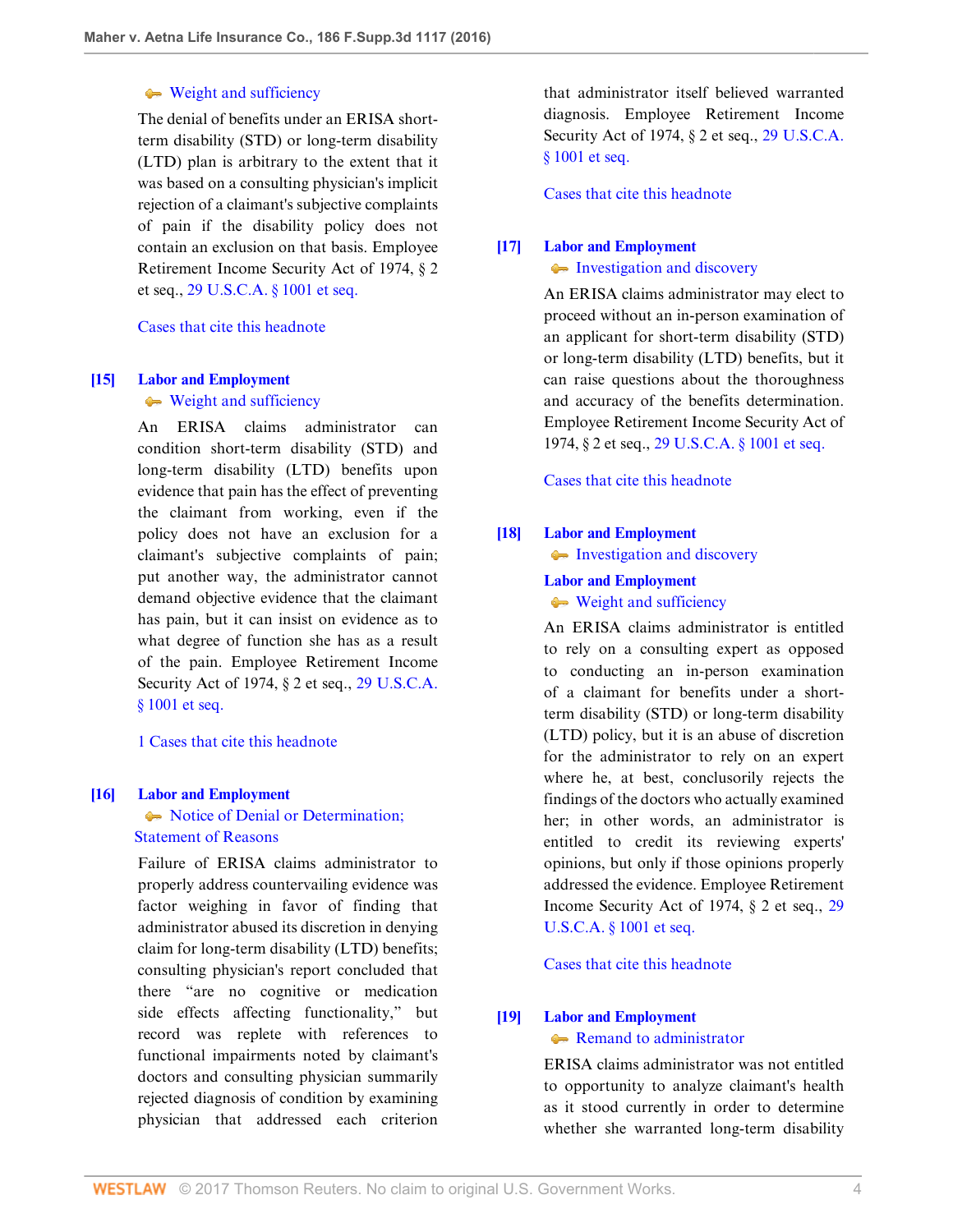Weight and sufficiency

The denial of benefits under an ERISA short-term disability (STD) or long-term disability (LTD) plan is arbitrary to the extent that it was based on a consulting physician's implicit rejection of a claimant's subjective complaints of pain if the disability policy does not contain an exclusion on that basis. Employee Retirement Income Security Act of 1974, § 2 et seq., 29 U.S.C.A. § 1001 et seq.

Cases that cite this headnote

**[15]** **Labor and Employment**
Weight and sufficiency

An ERISA claims administrator can condition short-term disability (STD) and long-term disability (LTD) benefits upon evidence that pain has the effect of preventing the claimant from working, even if the policy does not have an exclusion for a claimant's subjective complaints of pain; put another way, the administrator cannot demand objective evidence that the claimant has pain, but it can insist on evidence as to what degree of function she has as a result of the pain. Employee Retirement Income Security Act of 1974, § 2 et seq., 29 U.S.C.A. § 1001 et seq.

1 Cases that cite this headnote

**[16]** **Labor and Employment**
Notice of Denial or Determination; Statement of Reasons

Failure of ERISA claims administrator to properly address countervailing evidence was factor weighing in favor of finding that administrator abused its discretion in denying claim for long-term disability (LTD) benefits; consulting physician's report concluded that there "are no cognitive or medication side effects affecting functionality," but record was replete with references to functional impairments noted by claimant's doctors and consulting physician summarily rejected diagnosis of condition by examining physician that addressed each criterion that administrator itself believed warranted diagnosis. Employee Retirement Income Security Act of 1974, § 2 et seq., 29 U.S.C.A. § 1001 et seq.

Cases that cite this headnote

**[17]** **Labor and Employment**
Investigation and discovery

An ERISA claims administrator may elect to proceed without an in-person examination of an applicant for short-term disability (STD) or long-term disability (LTD) benefits, but it can raise questions about the thoroughness and accuracy of the benefits determination. Employee Retirement Income Security Act of 1974, § 2 et seq., 29 U.S.C.A. § 1001 et seq.

Cases that cite this headnote

**[18]** **Labor and Employment**
Investigation and discovery
**Labor and Employment**
Weight and sufficiency

An ERISA claims administrator is entitled to rely on a consulting expert as opposed to conducting an in-person examination of a claimant for benefits under a short-term disability (STD) or long-term disability (LTD) policy, but it is an abuse of discretion for the administrator to rely on an expert where he, at best, conclusorily rejects the findings of the doctors who actually examined her; in other words, an administrator is entitled to credit its reviewing experts' opinions, but only if those opinions properly addressed the evidence. Employee Retirement Income Security Act of 1974, § 2 et seq., 29 U.S.C.A. § 1001 et seq.

Cases that cite this headnote

**[19]** **Labor and Employment**
Remand to administrator

ERISA claims administrator was not entitled to opportunity to analyze claimant's health as it stood currently in order to determine whether she warranted long-term disability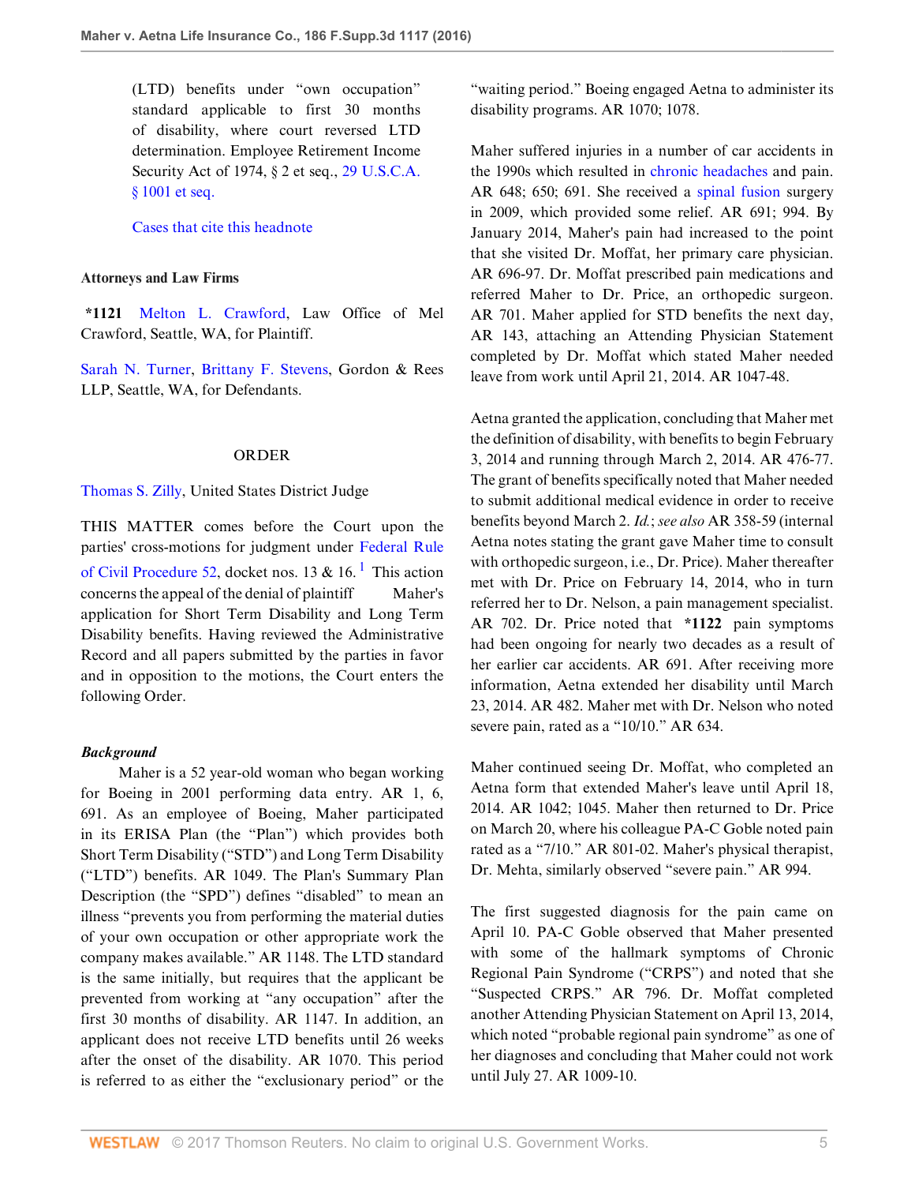(LTD) benefits under "own occupation" standard applicable to first 30 months of disability, where court reversed LTD determination. Employee Retirement Income Security Act of 1974, § 2 et seq., 29 U.S.C.A. § 1001 et seq.

Cases that cite this headnote

**Attorneys and Law Firms**

**\*1121** Melton L. Crawford, Law Office of Mel Crawford, Seattle, WA, for Plaintiff.

Sarah N. Turner, Brittany F. Stevens, Gordon & Rees LLP, Seattle, WA, for Defendants.

ORDER

Thomas S. Zilly, United States District Judge

THIS MATTER comes before the Court upon the parties' cross-motions for judgment under Federal Rule of Civil Procedure 52, docket nos. 13 & 16.[1] This action concerns the appeal of the denial of plaintiff Maher's application for Short Term Disability and Long Term Disability benefits. Having reviewed the Administrative Record and all papers submitted by the parties in favor and in opposition to the motions, the Court enters the following Order.

***Background***

Maher is a 52 year-old woman who began working for Boeing in 2001 performing data entry. AR 1, 6, 691. As an employee of Boeing, Maher participated in its ERISA Plan (the "Plan") which provides both Short Term Disability ("STD") and Long Term Disability ("LTD") benefits. AR 1049. The Plan's Summary Plan Description (the "SPD") defines "disabled" to mean an illness "prevents you from performing the material duties of your own occupation or other appropriate work the company makes available." AR 1148. The LTD standard is the same initially, but requires that the applicant be prevented from working at "any occupation" after the first 30 months of disability. AR 1147. In addition, an applicant does not receive LTD benefits until 26 weeks after the onset of the disability. AR 1070. This period is referred to as either the "exclusionary period" or the "waiting period." Boeing engaged Aetna to administer its disability programs. AR 1070; 1078.

Maher suffered injuries in a number of car accidents in the 1990s which resulted in chronic headaches and pain. AR 648; 650; 691. She received a spinal fusion surgery in 2009, which provided some relief. AR 691; 994. By January 2014, Maher's pain had increased to the point that she visited Dr. Moffat, her primary care physician. AR 696-97. Dr. Moffat prescribed pain medications and referred Maher to Dr. Price, an orthopedic surgeon. AR 701. Maher applied for STD benefits the next day, AR 143, attaching an Attending Physician Statement completed by Dr. Moffat which stated Maher needed leave from work until April 21, 2014. AR 1047-48.

Aetna granted the application, concluding that Maher met the definition of disability, with benefits to begin February 3, 2014 and running through March 2, 2014. AR 476-77. The grant of benefits specifically noted that Maher needed to submit additional medical evidence in order to receive benefits beyond March 2. *Id.*; *see also* AR 358-59 (internal Aetna notes stating the grant gave Maher time to consult with orthopedic surgeon, i.e., Dr. Price). Maher thereafter met with Dr. Price on February 14, 2014, who in turn referred her to Dr. Nelson, a pain management specialist. AR 702. Dr. Price noted that **\*1122** pain symptoms had been ongoing for nearly two decades as a result of her earlier car accidents. AR 691. After receiving more information, Aetna extended her disability until March 23, 2014. AR 482. Maher met with Dr. Nelson who noted severe pain, rated as a "10/10." AR 634.

Maher continued seeing Dr. Moffat, who completed an Aetna form that extended Maher's leave until April 18, 2014. AR 1042; 1045. Maher then returned to Dr. Price on March 20, where his colleague PA-C Goble noted pain rated as a "7/10." AR 801-02. Maher's physical therapist, Dr. Mehta, similarly observed "severe pain." AR 994.

The first suggested diagnosis for the pain came on April 10. PA-C Goble observed that Maher presented with some of the hallmark symptoms of Chronic Regional Pain Syndrome ("CRPS") and noted that she "Suspected CRPS." AR 796. Dr. Moffat completed another Attending Physician Statement on April 13, 2014, which noted "probable regional pain syndrome" as one of her diagnoses and concluding that Maher could not work until July 27. AR 1009-10.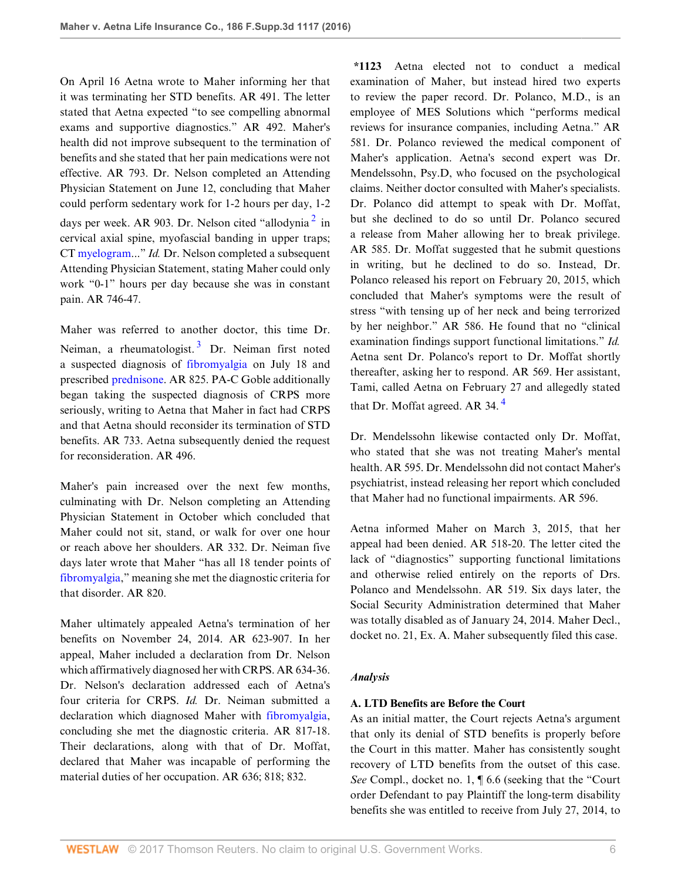On April 16 Aetna wrote to Maher informing her that it was terminating her STD benefits. AR 491. The letter stated that Aetna expected "to see compelling abnormal exams and supportive diagnostics." AR 492. Maher's health did not improve subsequent to the termination of benefits and she stated that her pain medications were not effective. AR 793. Dr. Nelson completed an Attending Physician Statement on June 12, concluding that Maher could perform sedentary work for 1-2 hours per day, 1-2 days per week. AR 903. Dr. Nelson cited "allodynia [2] in cervical axial spine, myofascial banding in upper traps; CT myelogram..." *Id.* Dr. Nelson completed a subsequent Attending Physician Statement, stating Maher could only work "0-1" hours per day because she was in constant pain. AR 746-47.

Maher was referred to another doctor, this time Dr. Neiman, a rheumatologist. [3] Dr. Neiman first noted a suspected diagnosis of fibromyalgia on July 18 and prescribed prednisone. AR 825. PA-C Goble additionally began taking the suspected diagnosis of CRPS more seriously, writing to Aetna that Maher in fact had CRPS and that Aetna should reconsider its termination of STD benefits. AR 733. Aetna subsequently denied the request for reconsideration. AR 496.

Maher's pain increased over the next few months, culminating with Dr. Nelson completing an Attending Physician Statement in October which concluded that Maher could not sit, stand, or walk for over one hour or reach above her shoulders. AR 332. Dr. Neiman five days later wrote that Maher "has all 18 tender points of fibromyalgia," meaning she met the diagnostic criteria for that disorder. AR 820.

Maher ultimately appealed Aetna's termination of her benefits on November 24, 2014. AR 623-907. In her appeal, Maher included a declaration from Dr. Nelson which affirmatively diagnosed her with CRPS. AR 634-36. Dr. Nelson's declaration addressed each of Aetna's four criteria for CRPS. *Id.* Dr. Neiman submitted a declaration which diagnosed Maher with fibromyalgia, concluding she met the diagnostic criteria. AR 817-18. Their declarations, along with that of Dr. Moffat, declared that Maher was incapable of performing the material duties of her occupation. AR 636; 818; 832.

**\*1123** Aetna elected not to conduct a medical examination of Maher, but instead hired two experts to review the paper record. Dr. Polanco, M.D., is an employee of MES Solutions which "performs medical reviews for insurance companies, including Aetna." AR 581. Dr. Polanco reviewed the medical component of Maher's application. Aetna's second expert was Dr. Mendelssohn, Psy.D, who focused on the psychological claims. Neither doctor consulted with Maher's specialists. Dr. Polanco did attempt to speak with Dr. Moffat, but she declined to do so until Dr. Polanco secured a release from Maher allowing her to break privilege. AR 585. Dr. Moffat suggested that he submit questions in writing, but he declined to do so. Instead, Dr. Polanco released his report on February 20, 2015, which concluded that Maher's symptoms were the result of stress "with tensing up of her neck and being terrorized by her neighbor." AR 586. He found that no "clinical examination findings support functional limitations." *Id.* Aetna sent Dr. Polanco's report to Dr. Moffat shortly thereafter, asking her to respond. AR 569. Her assistant, Tami, called Aetna on February 27 and allegedly stated that Dr. Moffat agreed. AR 34. [4]

Dr. Mendelssohn likewise contacted only Dr. Moffat, who stated that she was not treating Maher's mental health. AR 595. Dr. Mendelssohn did not contact Maher's psychiatrist, instead releasing her report which concluded that Maher had no functional impairments. AR 596.

Aetna informed Maher on March 3, 2015, that her appeal had been denied. AR 518-20. The letter cited the lack of "diagnostics" supporting functional limitations and otherwise relied entirely on the reports of Drs. Polanco and Mendelssohn. AR 519. Six days later, the Social Security Administration determined that Maher was totally disabled as of January 24, 2014. Maher Decl., docket no. 21, Ex. A. Maher subsequently filed this case.

### *Analysis*

#### A. LTD Benefits are Before the Court

As an initial matter, the Court rejects Aetna's argument that only its denial of STD benefits is properly before the Court in this matter. Maher has consistently sought recovery of LTD benefits from the outset of this case. *See* Compl., docket no. 1, ¶ 6.6 (seeking that the "Court order Defendant to pay Plaintiff the long-term disability benefits she was entitled to receive from July 27, 2014, to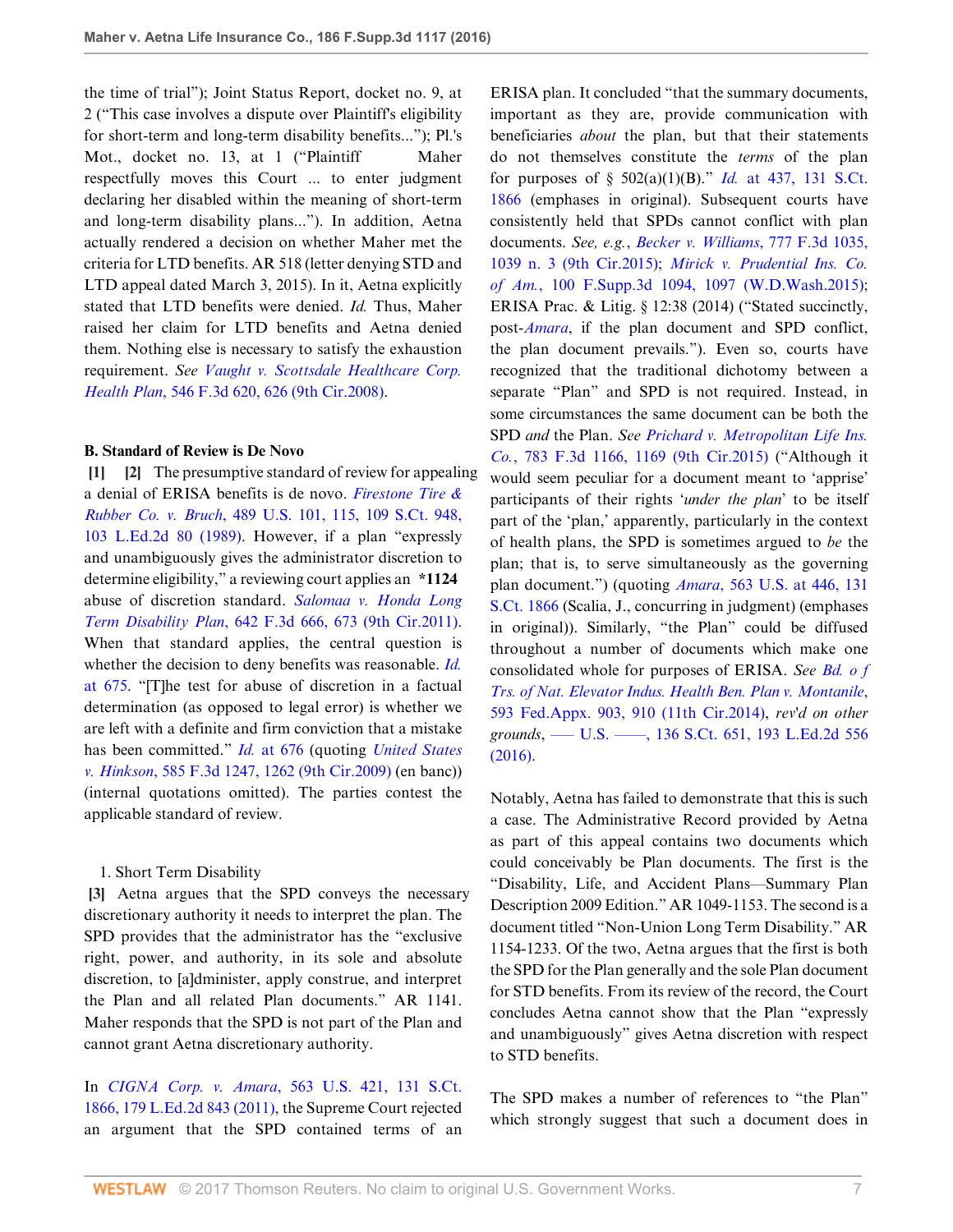the time of trial"); Joint Status Report, docket no. 9, at 2 ("This case involves a dispute over Plaintiff's eligibility for short-term and long-term disability benefits..."); Pl.'s Mot., docket no. 13, at 1 ("Plaintiff Maher respectfully moves this Court ... to enter judgment declaring her disabled within the meaning of short-term and long-term disability plans..."). In addition, Aetna actually rendered a decision on whether Maher met the criteria for LTD benefits. AR 518 (letter denying STD and LTD appeal dated March 3, 2015). In it, Aetna explicitly stated that LTD benefits were denied. *Id.* Thus, Maher raised her claim for LTD benefits and Aetna denied them. Nothing else is necessary to satisfy the exhaustion requirement. *See Vaught v. Scottsdale Healthcare Corp. Health Plan,* 546 F.3d 620, 626 (9th Cir.2008).

**B. Standard of Review is De Novo**

**[1] [2]** The presumptive standard of review for appealing a denial of ERISA benefits is de novo. *Firestone Tire & Rubber Co. v. Bruch,* 489 U.S. 101, 115, 109 S.Ct. 948, 103 L.Ed.2d 80 (1989). However, if a plan "expressly and unambiguously gives the administrator discretion to determine eligibility," a reviewing court applies an **\*1124** abuse of discretion standard. *Salomaa v. Honda Long Term Disability Plan,* 642 F.3d 666, 673 (9th Cir.2011). When that standard applies, the central question is whether the decision to deny benefits was reasonable. *Id.* at 675. "[T]he test for abuse of discretion in a factual determination (as opposed to legal error) is whether we are left with a definite and firm conviction that a mistake has been committed." *Id.* at 676 (quoting *United States v. Hinkson,* 585 F.3d 1247, 1262 (9th Cir.2009) (en banc)) (internal quotations omitted). The parties contest the applicable standard of review.

1. Short Term Disability

**[3]** Aetna argues that the SPD conveys the necessary discretionary authority it needs to interpret the plan. The SPD provides that the administrator has the "exclusive right, power, and authority, in its sole and absolute discretion, to [a]dminister, apply construe, and interpret the Plan and all related Plan documents." AR 1141. Maher responds that the SPD is not part of the Plan and cannot grant Aetna discretionary authority.

In *CIGNA Corp. v. Amara,* 563 U.S. 421, 131 S.Ct. 1866, 179 L.Ed.2d 843 (2011), the Supreme Court rejected an argument that the SPD contained terms of an ERISA plan. It concluded "that the summary documents, important as they are, provide communication with beneficiaries *about* the plan, but that their statements do not themselves constitute the *terms* of the plan for purposes of § 502(a)(1)(B)." *Id.* at 437, 131 S.Ct. 1866 (emphases in original). Subsequent courts have consistently held that SPDs cannot conflict with plan documents. *See, e.g., Becker v. Williams,* 777 F.3d 1035, 1039 n. 3 (9th Cir.2015); *Mirick v. Prudential Ins. Co. of Am.,* 100 F.Supp.3d 1094, 1097 (W.D.Wash.2015); ERISA Prac. & Litig. § 12:38 (2014) ("Stated succinctly, post-*Amara,* if the plan document and SPD conflict, the plan document prevails."). Even so, courts have recognized that the traditional dichotomy between a separate "Plan" and SPD is not required. Instead, in some circumstances the same document can be both the SPD *and* the Plan. *See Prichard v. Metropolitan Life Ins. Co.,* 783 F.3d 1166, 1169 (9th Cir.2015) ("Although it would seem peculiar for a document meant to 'apprise' participants of their rights '*under the plan*' to be itself part of the 'plan,' apparently, particularly in the context of health plans, the SPD is sometimes argued to *be* the plan; that is, to serve simultaneously as the governing plan document.") (quoting *Amara,* 563 U.S. at 446, 131 S.Ct. 1866 (Scalia, J., concurring in judgment) (emphases in original)). Similarly, "the Plan" could be diffused throughout a number of documents which make one consolidated whole for purposes of ERISA. *See Bd. of Trs. of Nat. Elevator Indus. Health Ben. Plan v. Montanile,* 593 Fed.Appx. 903, 910 (11th Cir.2014), *rev'd on other grounds,* ––– U.S. ––––, 136 S.Ct. 651, 193 L.Ed.2d 556 (2016).

Notably, Aetna has failed to demonstrate that this is such a case. The Administrative Record provided by Aetna as part of this appeal contains two documents which could conceivably be Plan documents. The first is the "Disability, Life, and Accident Plans—Summary Plan Description 2009 Edition." AR 1049-1153. The second is a document titled "Non-Union Long Term Disability." AR 1154-1233. Of the two, Aetna argues that the first is both the SPD for the Plan generally and the sole Plan document for STD benefits. From its review of the record, the Court concludes Aetna cannot show that the Plan "expressly and unambiguously" gives Aetna discretion with respect to STD benefits.

The SPD makes a number of references to "the Plan" which strongly suggest that such a document does in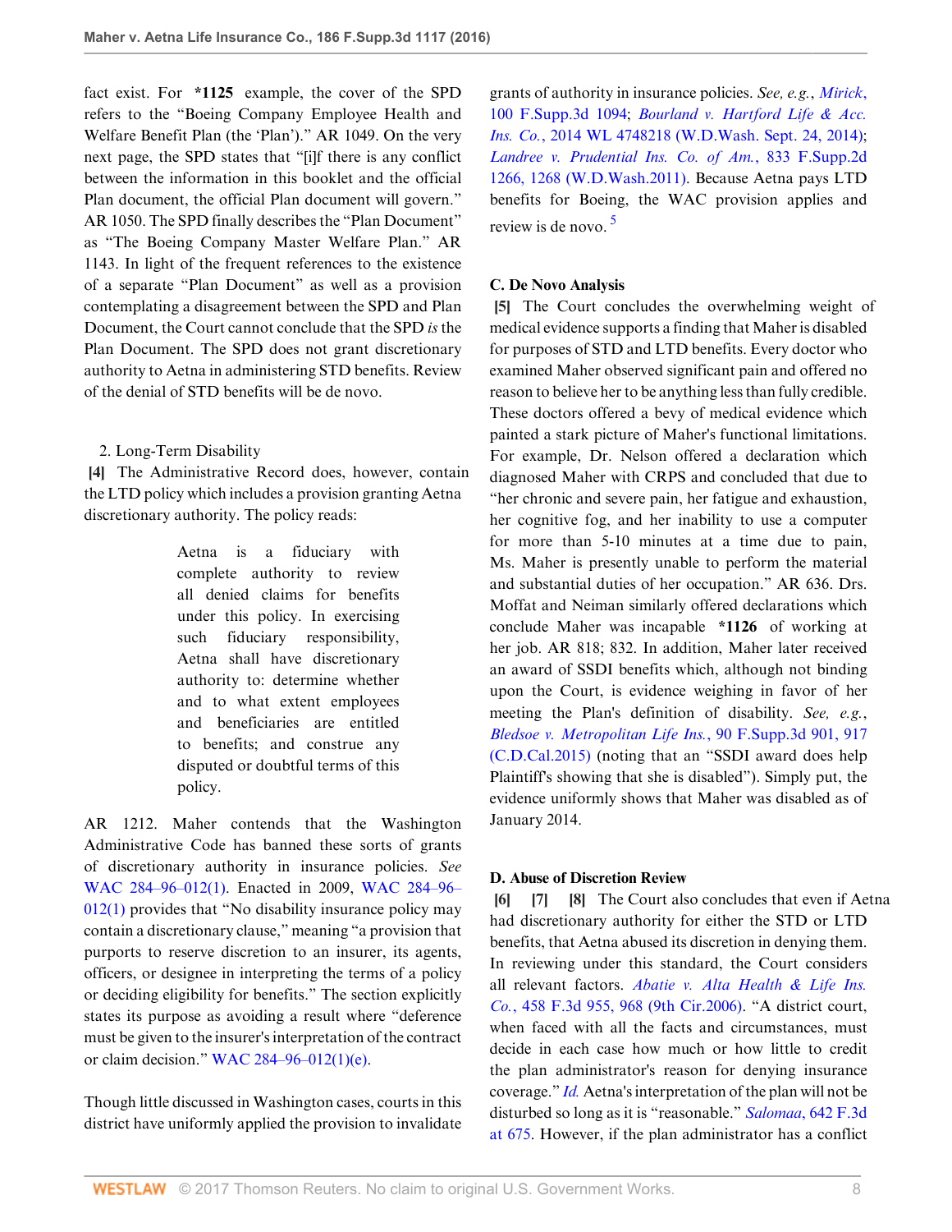fact exist. For **\*1125** example, the cover of the SPD refers to the "Boeing Company Employee Health and Welfare Benefit Plan (the 'Plan')." AR 1049. On the very next page, the SPD states that "[i]f there is any conflict between the information in this booklet and the official Plan document, the official Plan document will govern." AR 1050. The SPD finally describes the "Plan Document" as "The Boeing Company Master Welfare Plan." AR 1143. In light of the frequent references to the existence of a separate "Plan Document" as well as a provision contemplating a disagreement between the SPD and Plan Document, the Court cannot conclude that the SPD *is* the Plan Document. The SPD does not grant discretionary authority to Aetna in administering STD benefits. Review of the denial of STD benefits will be de novo.

2. Long-Term Disability

**[4]** The Administrative Record does, however, contain the LTD policy which includes a provision granting Aetna discretionary authority. The policy reads:

> Aetna is a fiduciary with complete authority to review all denied claims for benefits under this policy. In exercising such fiduciary responsibility, Aetna shall have discretionary authority to: determine whether and to what extent employees and beneficiaries are entitled to benefits; and construe any disputed or doubtful terms of this policy.

AR 1212. Maher contends that the Washington Administrative Code has banned these sorts of grants of discretionary authority in insurance policies. *See* WAC 284–96–012(1). Enacted in 2009, WAC 284–96–012(1) provides that "No disability insurance policy may contain a discretionary clause," meaning "a provision that purports to reserve discretion to an insurer, its agents, officers, or designee in interpreting the terms of a policy or deciding eligibility for benefits." The section explicitly states its purpose as avoiding a result where "deference must be given to the insurer's interpretation of the contract or claim decision." WAC 284–96–012(1)(e).

Though little discussed in Washington cases, courts in this district have uniformly applied the provision to invalidate grants of authority in insurance policies. *See, e.g.*, *Mirick*, 100 F.Supp.3d 1094; *Bourland v. Hartford Life & Acc. Ins. Co.*, 2014 WL 4748218 (W.D.Wash. Sept. 24, 2014); *Landree v. Prudential Ins. Co. of Am.*, 833 F.Supp.2d 1266, 1268 (W.D.Wash.2011). Because Aetna pays LTD benefits for Boeing, the WAC provision applies and review is de novo. [5]

**C. De Novo Analysis**

**[5]** The Court concludes the overwhelming weight of medical evidence supports a finding that Maher is disabled for purposes of STD and LTD benefits. Every doctor who examined Maher observed significant pain and offered no reason to believe her to be anything less than fully credible. These doctors offered a bevy of medical evidence which painted a stark picture of Maher's functional limitations. For example, Dr. Nelson offered a declaration which diagnosed Maher with CRPS and concluded that due to "her chronic and severe pain, her fatigue and exhaustion, her cognitive fog, and her inability to use a computer for more than 5-10 minutes at a time due to pain, Ms. Maher is presently unable to perform the material and substantial duties of her occupation." AR 636. Drs. Moffat and Neiman similarly offered declarations which conclude Maher was incapable **\*1126** of working at her job. AR 818; 832. In addition, Maher later received an award of SSDI benefits which, although not binding upon the Court, is evidence weighing in favor of her meeting the Plan's definition of disability. *See, e.g.*, *Bledsoe v. Metropolitan Life Ins.*, 90 F.Supp.3d 901, 917 (C.D.Cal.2015) (noting that an "SSDI award does help Plaintiff's showing that she is disabled"). Simply put, the evidence uniformly shows that Maher was disabled as of January 2014.

**D. Abuse of Discretion Review**

**[6] [7] [8]** The Court also concludes that even if Aetna had discretionary authority for either the STD or LTD benefits, that Aetna abused its discretion in denying them. In reviewing under this standard, the Court considers all relevant factors. *Abatie v. Alta Health & Life Ins. Co.*, 458 F.3d 955, 968 (9th Cir.2006). "A district court, when faced with all the facts and circumstances, must decide in each case how much or how little to credit the plan administrator's reason for denying insurance coverage." *Id.* Aetna's interpretation of the plan will not be disturbed so long as it is "reasonable." *Salomaa*, 642 F.3d at 675. However, if the plan administrator has a conflict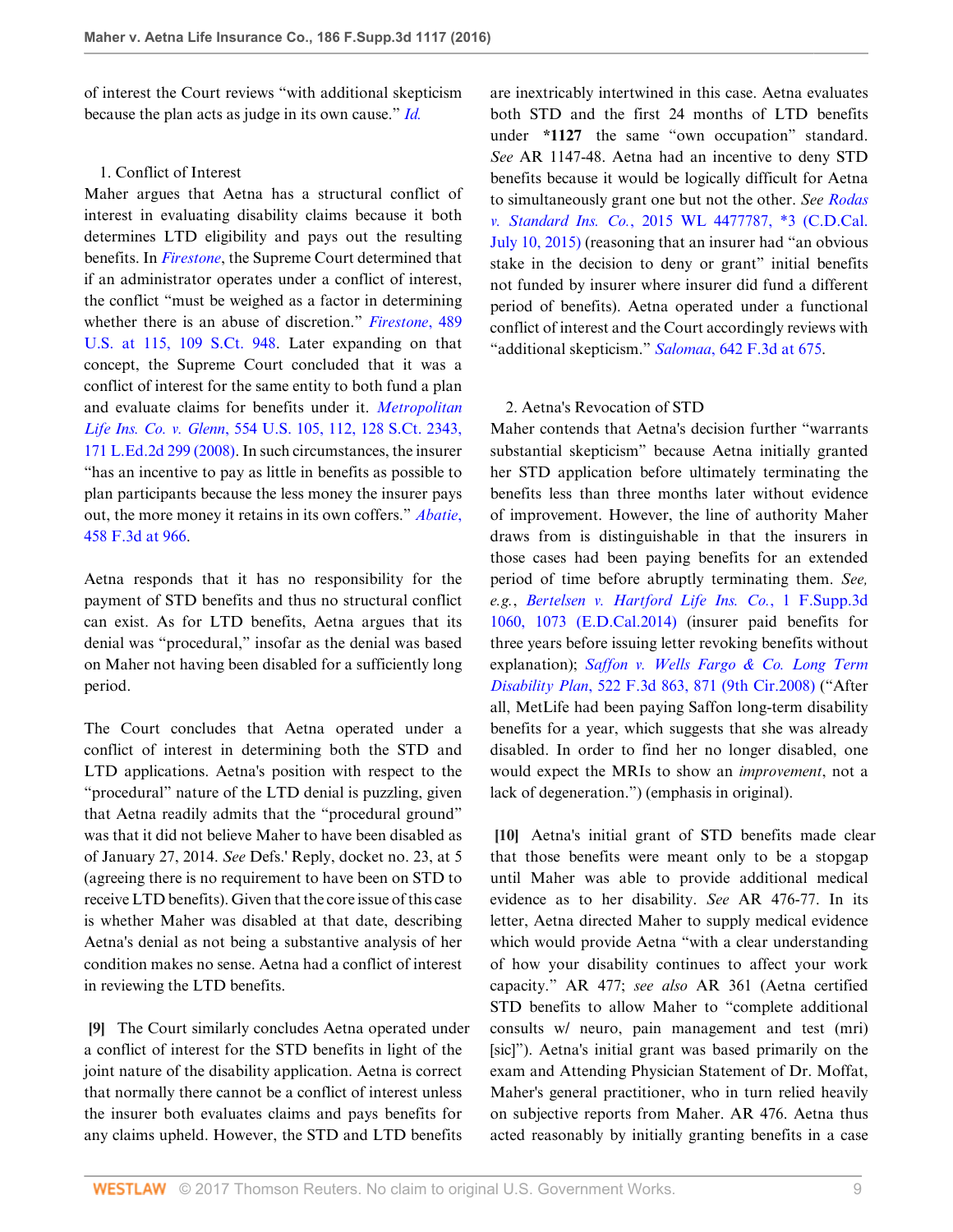of interest the Court reviews "with additional skepticism because the plan acts as judge in its own cause." *Id.*

1. Conflict of Interest

Maher argues that Aetna has a structural conflict of interest in evaluating disability claims because it both determines LTD eligibility and pays out the resulting benefits. In *Firestone*, the Supreme Court determined that if an administrator operates under a conflict of interest, the conflict "must be weighed as a factor in determining whether there is an abuse of discretion." *Firestone*, 489 U.S. at 115, 109 S.Ct. 948. Later expanding on that concept, the Supreme Court concluded that it was a conflict of interest for the same entity to both fund a plan and evaluate claims for benefits under it. *Metropolitan Life Ins. Co. v. Glenn*, 554 U.S. 105, 112, 128 S.Ct. 2343, 171 L.Ed.2d 299 (2008). In such circumstances, the insurer "has an incentive to pay as little in benefits as possible to plan participants because the less money the insurer pays out, the more money it retains in its own coffers." *Abatie*, 458 F.3d at 966.

Aetna responds that it has no responsibility for the payment of STD benefits and thus no structural conflict can exist. As for LTD benefits, Aetna argues that its denial was "procedural," insofar as the denial was based on Maher not having been disabled for a sufficiently long period.

The Court concludes that Aetna operated under a conflict of interest in determining both the STD and LTD applications. Aetna's position with respect to the "procedural" nature of the LTD denial is puzzling, given that Aetna readily admits that the "procedural ground" was that it did not believe Maher to have been disabled as of January 27, 2014. *See* Defs.' Reply, docket no. 23, at 5 (agreeing there is no requirement to have been on STD to receive LTD benefits). Given that the core issue of this case is whether Maher was disabled at that date, describing Aetna's denial as not being a substantive analysis of her condition makes no sense. Aetna had a conflict of interest in reviewing the LTD benefits.

**[9]** The Court similarly concludes Aetna operated under a conflict of interest for the STD benefits in light of the joint nature of the disability application. Aetna is correct that normally there cannot be a conflict of interest unless the insurer both evaluates claims and pays benefits for any claims upheld. However, the STD and LTD benefits are inextricably intertwined in this case. Aetna evaluates both STD and the first 24 months of LTD benefits under **\*1127** the same "own occupation" standard. *See* AR 1147-48. Aetna had an incentive to deny STD benefits because it would be logically difficult for Aetna to simultaneously grant one but not the other. *See Rodas v. Standard Ins. Co.*, 2015 WL 4477787, \*3 (C.D.Cal. July 10, 2015) (reasoning that an insurer had "an obvious stake in the decision to deny or grant" initial benefits not funded by insurer where insurer did fund a different period of benefits). Aetna operated under a functional conflict of interest and the Court accordingly reviews with "additional skepticism." *Salomaa*, 642 F.3d at 675.

2. Aetna's Revocation of STD

Maher contends that Aetna's decision further "warrants substantial skepticism" because Aetna initially granted her STD application before ultimately terminating the benefits less than three months later without evidence of improvement. However, the line of authority Maher draws from is distinguishable in that the insurers in those cases had been paying benefits for an extended period of time before abruptly terminating them. *See, e.g.*, *Bertelsen v. Hartford Life Ins. Co.*, 1 F.Supp.3d 1060, 1073 (E.D.Cal.2014) (insurer paid benefits for three years before issuing letter revoking benefits without explanation); *Saffon v. Wells Fargo & Co. Long Term Disability Plan*, 522 F.3d 863, 871 (9th Cir.2008) ("After all, MetLife had been paying Saffon long-term disability benefits for a year, which suggests that she was already disabled. In order to find her no longer disabled, one would expect the MRIs to show an *improvement*, not a lack of degeneration.") (emphasis in original).

**[10]** Aetna's initial grant of STD benefits made clear that those benefits were meant only to be a stopgap until Maher was able to provide additional medical evidence as to her disability. *See* AR 476-77. In its letter, Aetna directed Maher to supply medical evidence which would provide Aetna "with a clear understanding of how your disability continues to affect your work capacity." AR 477; *see also* AR 361 (Aetna certified STD benefits to allow Maher to "complete additional consults w/ neuro, pain management and test (mri) [sic]"). Aetna's initial grant was based primarily on the exam and Attending Physician Statement of Dr. Moffat, Maher's general practitioner, who in turn relied heavily on subjective reports from Maher. AR 476. Aetna thus acted reasonably by initially granting benefits in a case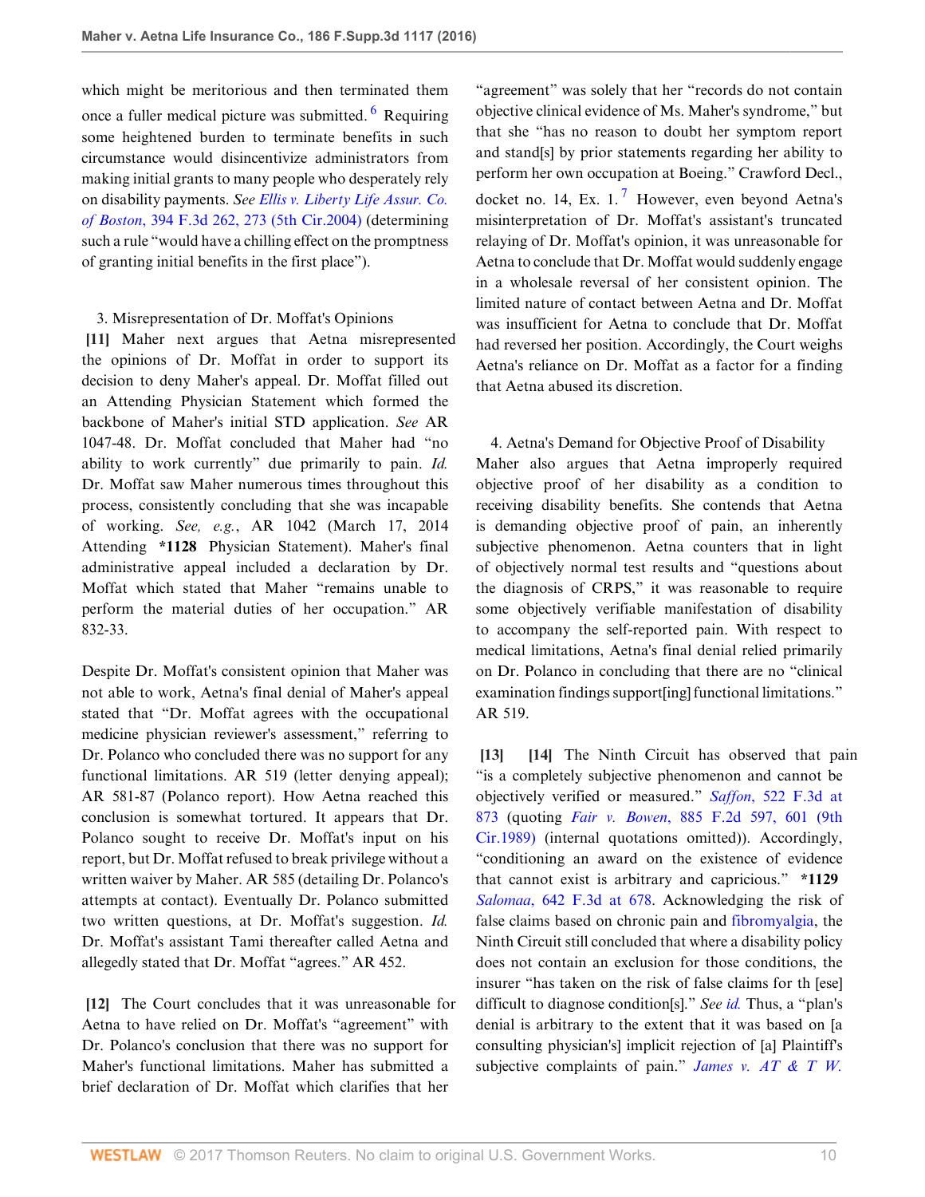which might be meritorious and then terminated them once a fuller medical picture was submitted.[6] Requiring some heightened burden to terminate benefits in such circumstance would disincentivize administrators from making initial grants to many people who desperately rely on disability payments. *See Ellis v. Liberty Life Assur. Co. of Boston*, 394 F.3d 262, 273 (5th Cir.2004) (determining such a rule "would have a chilling effect on the promptness of granting initial benefits in the first place").

3. Misrepresentation of Dr. Moffat's Opinions

**[11]** Maher next argues that Aetna misrepresented the opinions of Dr. Moffat in order to support its decision to deny Maher's appeal. Dr. Moffat filled out an Attending Physician Statement which formed the backbone of Maher's initial STD application. *See* AR 1047-48. Dr. Moffat concluded that Maher had "no ability to work currently" due primarily to pain. *Id.* Dr. Moffat saw Maher numerous times throughout this process, consistently concluding that she was incapable of working. *See, e.g.*, AR 1042 (March 17, 2014 Attending **\*1128** Physician Statement). Maher's final administrative appeal included a declaration by Dr. Moffat which stated that Maher "remains unable to perform the material duties of her occupation." AR 832-33.

Despite Dr. Moffat's consistent opinion that Maher was not able to work, Aetna's final denial of Maher's appeal stated that "Dr. Moffat agrees with the occupational medicine physician reviewer's assessment," referring to Dr. Polanco who concluded there was no support for any functional limitations. AR 519 (letter denying appeal); AR 581-87 (Polanco report). How Aetna reached this conclusion is somewhat tortured. It appears that Dr. Polanco sought to receive Dr. Moffat's input on his report, but Dr. Moffat refused to break privilege without a written waiver by Maher. AR 585 (detailing Dr. Polanco's attempts at contact). Eventually Dr. Polanco submitted two written questions, at Dr. Moffat's suggestion. *Id.* Dr. Moffat's assistant Tami thereafter called Aetna and allegedly stated that Dr. Moffat "agrees." AR 452.

**[12]** The Court concludes that it was unreasonable for Aetna to have relied on Dr. Moffat's "agreement" with Dr. Polanco's conclusion that there was no support for Maher's functional limitations. Maher has submitted a brief declaration of Dr. Moffat which clarifies that her "agreement" was solely that her "records do not contain objective clinical evidence of Ms. Maher's syndrome," but that she "has no reason to doubt her symptom report and stand[s] by prior statements regarding her ability to perform her own occupation at Boeing." Crawford Decl., docket no. 14, Ex. 1.[7] However, even beyond Aetna's misinterpretation of Dr. Moffat's assistant's truncated relaying of Dr. Moffat's opinion, it was unreasonable for Aetna to conclude that Dr. Moffat would suddenly engage in a wholesale reversal of her consistent opinion. The limited nature of contact between Aetna and Dr. Moffat was insufficient for Aetna to conclude that Dr. Moffat had reversed her position. Accordingly, the Court weighs Aetna's reliance on Dr. Moffat as a factor for a finding that Aetna abused its discretion.

4. Aetna's Demand for Objective Proof of Disability

Maher also argues that Aetna improperly required objective proof of her disability as a condition to receiving disability benefits. She contends that Aetna is demanding objective proof of pain, an inherently subjective phenomenon. Aetna counters that in light of objectively normal test results and "questions about the diagnosis of CRPS," it was reasonable to require some objectively verifiable manifestation of disability to accompany the self-reported pain. With respect to medical limitations, Aetna's final denial relied primarily on Dr. Polanco in concluding that there are no "clinical examination findings support[ing] functional limitations." AR 519.

**[13]** **[14]** The Ninth Circuit has observed that pain "is a completely subjective phenomenon and cannot be objectively verified or measured." *Saffon*, 522 F.3d at 873 (quoting *Fair v. Bowen*, 885 F.2d 597, 601 (9th Cir.1989) (internal quotations omitted)). Accordingly, "conditioning an award on the existence of evidence that cannot exist is arbitrary and capricious." **\*1129** *Salomaa*, 642 F.3d at 678. Acknowledging the risk of false claims based on chronic pain and fibromyalgia, the Ninth Circuit still concluded that where a disability policy does not contain an exclusion for those conditions, the insurer "has taken on the risk of false claims for th [ese] difficult to diagnose condition[s]." *See id.* Thus, a "plan's denial is arbitrary to the extent that it was based on [a consulting physician's] implicit rejection of [a] Plaintiff's subjective complaints of pain." *James v. AT & T W.*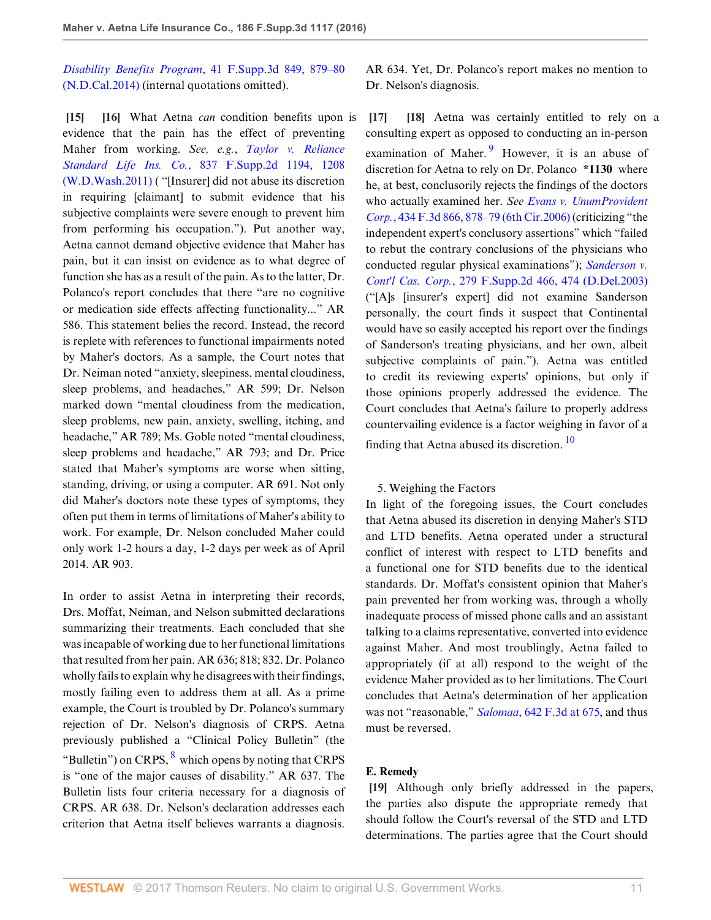*Disability Benefits Program*, 41 F.Supp.3d 849, 879–80 (N.D.Cal.2014) (internal quotations omitted).

**[15]** **[16]** What Aetna *can* condition benefits upon is evidence that the pain has the effect of preventing Maher from working. *See, e.g.*, *Taylor v. Reliance Standard Life Ins. Co.*, 837 F.Supp.2d 1194, 1208 (W.D.Wash.2011) ( "[Insurer] did not abuse its discretion in requiring [claimant] to submit evidence that his subjective complaints were severe enough to prevent him from performing his occupation."). Put another way, Aetna cannot demand objective evidence that Maher has pain, but it can insist on evidence as to what degree of function she has as a result of the pain. As to the latter, Dr. Polanco's report concludes that there "are no cognitive or medication side effects affecting functionality..." AR 586. This statement belies the record. Instead, the record is replete with references to functional impairments noted by Maher's doctors. As a sample, the Court notes that Dr. Neiman noted "anxiety, sleepiness, mental cloudiness, sleep problems, and headaches," AR 599; Dr. Nelson marked down "mental cloudiness from the medication, sleep problems, new pain, anxiety, swelling, itching, and headache," AR 789; Ms. Goble noted "mental cloudiness, sleep problems and headache," AR 793; and Dr. Price stated that Maher's symptoms are worse when sitting, standing, driving, or using a computer. AR 691. Not only did Maher's doctors note these types of symptoms, they often put them in terms of limitations of Maher's ability to work. For example, Dr. Nelson concluded Maher could only work 1-2 hours a day, 1-2 days per week as of April 2014. AR 903.

In order to assist Aetna in interpreting their records, Drs. Moffat, Neiman, and Nelson submitted declarations summarizing their treatments. Each concluded that she was incapable of working due to her functional limitations that resulted from her pain. AR 636; 818; 832. Dr. Polanco wholly fails to explain why he disagrees with their findings, mostly failing even to address them at all. As a prime example, the Court is troubled by Dr. Polanco's summary rejection of Dr. Nelson's diagnosis of CRPS. Aetna previously published a "Clinical Policy Bulletin" (the "Bulletin") on CRPS,[8] which opens by noting that CRPS is "one of the major causes of disability." AR 637. The Bulletin lists four criteria necessary for a diagnosis of CRPS. AR 638. Dr. Nelson's declaration addresses each criterion that Aetna itself believes warrants a diagnosis. AR 634. Yet, Dr. Polanco's report makes no mention to Dr. Nelson's diagnosis.

**[17]** **[18]** Aetna was certainly entitled to rely on a consulting expert as opposed to conducting an in-person examination of Maher.[9] However, it is an abuse of discretion for Aetna to rely on Dr. Polanco **\*1130** where he, at best, conclusorily rejects the findings of the doctors who actually examined her. *See Evans v. UnumProvident Corp.*, 434 F.3d 866, 878–79 (6th Cir.2006) (criticizing "the independent expert's conclusory assertions" which "failed to rebut the contrary conclusions of the physicians who conducted regular physical examinations"); *Sanderson v. Cont'l Cas. Corp.*, 279 F.Supp.2d 466, 474 (D.Del.2003) ("[A]s [insurer's expert] did not examine Sanderson personally, the court finds it suspect that Continental would have so easily accepted his report over the findings of Sanderson's treating physicians, and her own, albeit subjective complaints of pain."). Aetna was entitled to credit its reviewing experts' opinions, but only if those opinions properly addressed the evidence. The Court concludes that Aetna's failure to properly address countervailing evidence is a factor weighing in favor of a finding that Aetna abused its discretion.[10]

5. Weighing the Factors

In light of the foregoing issues, the Court concludes that Aetna abused its discretion in denying Maher's STD and LTD benefits. Aetna operated under a structural conflict of interest with respect to LTD benefits and a functional one for STD benefits due to the identical standards. Dr. Moffat's consistent opinion that Maher's pain prevented her from working was, through a wholly inadequate process of missed phone calls and an assistant talking to a claims representative, converted into evidence against Maher. And most troublingly, Aetna failed to appropriately (if at all) respond to the weight of the evidence Maher provided as to her limitations. The Court concludes that Aetna's determination of her application was not "reasonable," *Salomaa*, 642 F.3d at 675, and thus must be reversed.

**E. Remedy**

**[19]** Although only briefly addressed in the papers, the parties also dispute the appropriate remedy that should follow the Court's reversal of the STD and LTD determinations. The parties agree that the Court should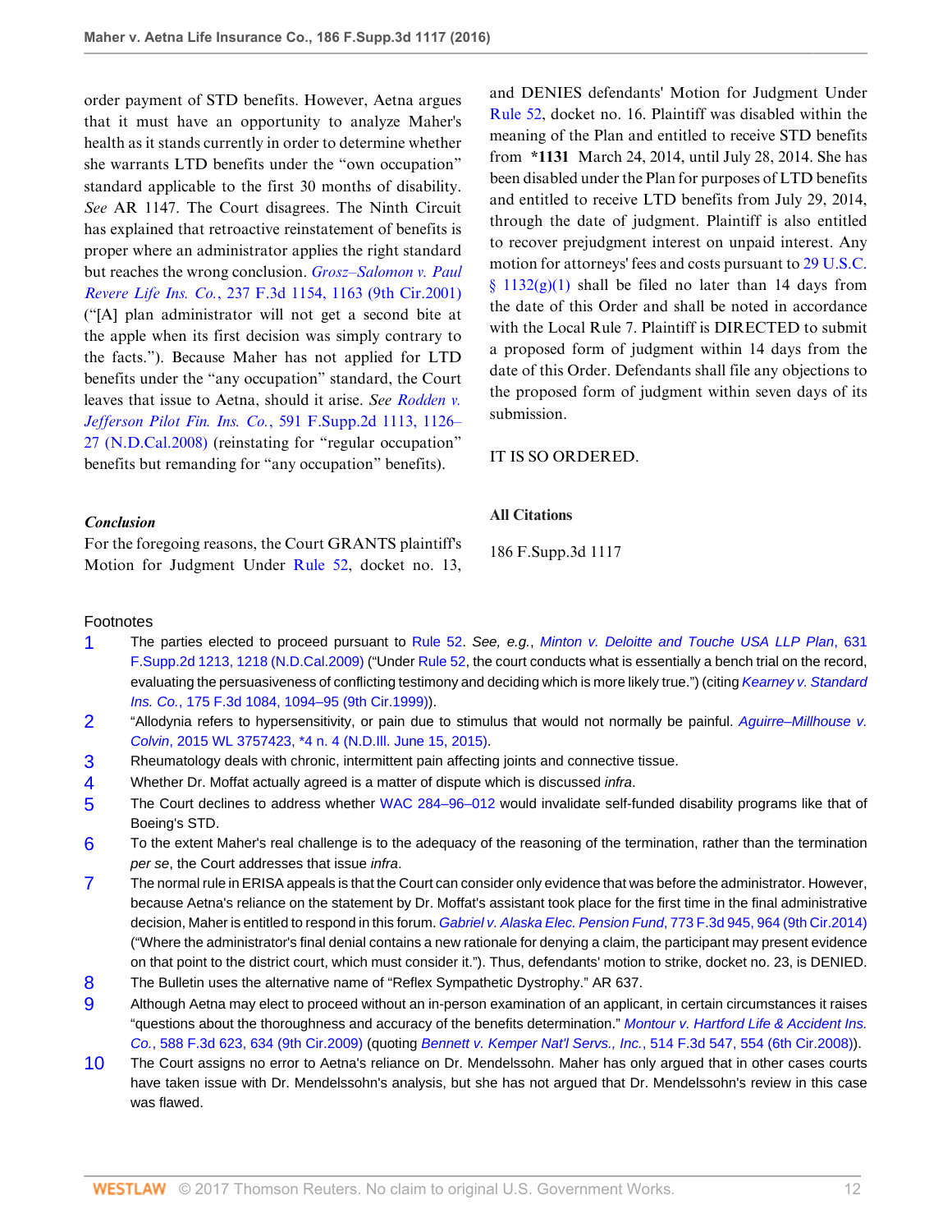order payment of STD benefits. However, Aetna argues that it must have an opportunity to analyze Maher's health as it stands currently in order to determine whether she warrants LTD benefits under the "own occupation" standard applicable to the first 30 months of disability. *See* AR 1147. The Court disagrees. The Ninth Circuit has explained that retroactive reinstatement of benefits is proper where an administrator applies the right standard but reaches the wrong conclusion. *Grosz–Salomon v. Paul Revere Life Ins. Co.*, 237 F.3d 1154, 1163 (9th Cir.2001) ("[A] plan administrator will not get a second bite at the apple when its first decision was simply contrary to the facts."). Because Maher has not applied for LTD benefits under the "any occupation" standard, the Court leaves that issue to Aetna, should it arise. *See Rodden v. Jefferson Pilot Fin. Ins. Co.*, 591 F.Supp.2d 1113, 1126–27 (N.D.Cal.2008) (reinstating for "regular occupation" benefits but remanding for "any occupation" benefits).

### *Conclusion*

For the foregoing reasons, the Court GRANTS plaintiff's Motion for Judgment Under Rule 52, docket no. 13, and DENIES defendants' Motion for Judgment Under Rule 52, docket no. 16. Plaintiff was disabled within the meaning of the Plan and entitled to receive STD benefits from **\*1131** March 24, 2014, until July 28, 2014. She has been disabled under the Plan for purposes of LTD benefits and entitled to receive LTD benefits from July 29, 2014, through the date of judgment. Plaintiff is also entitled to recover prejudgment interest on unpaid interest. Any motion for attorneys' fees and costs pursuant to 29 U.S.C. § 1132(g)(1) shall be filed no later than 14 days from the date of this Order and shall be noted in accordance with the Local Rule 7. Plaintiff is DIRECTED to submit a proposed form of judgment within 14 days from the date of this Order. Defendants shall file any objections to the proposed form of judgment within seven days of its submission.

IT IS SO ORDERED.

### All Citations

186 F.Supp.3d 1117

## Footnotes

1. The parties elected to proceed pursuant to Rule 52. *See, e.g., Minton v. Deloitte and Touche USA LLP Plan*, 631 F.Supp.2d 1213, 1218 (N.D.Cal.2009) ("Under Rule 52, the court conducts what is essentially a bench trial on the record, evaluating the persuasiveness of conflicting testimony and deciding which is more likely true.") (citing *Kearney v. Standard Ins. Co.*, 175 F.3d 1084, 1094–95 (9th Cir.1999)).
2. "Allodynia refers to hypersensitivity, or pain due to stimulus that would not normally be painful. *Aguirre–Millhouse v. Colvin*, 2015 WL 3757423, \*4 n. 4 (N.D.Ill. June 15, 2015).
3. Rheumatology deals with chronic, intermittent pain affecting joints and connective tissue.
4. Whether Dr. Moffat actually agreed is a matter of dispute which is discussed *infra*.
5. The Court declines to address whether WAC 284–96–012 would invalidate self-funded disability programs like that of Boeing's STD.
6. To the extent Maher's real challenge is to the adequacy of the reasoning of the termination, rather than the termination *per se*, the Court addresses that issue *infra*.
7. The normal rule in ERISA appeals is that the Court can consider only evidence that was before the administrator. However, because Aetna's reliance on the statement by Dr. Moffat's assistant took place for the first time in the final administrative decision, Maher is entitled to respond in this forum. *Gabriel v. Alaska Elec. Pension Fund*, 773 F.3d 945, 964 (9th Cir.2014) ("Where the administrator's final denial contains a new rationale for denying a claim, the participant may present evidence on that point to the district court, which must consider it."). Thus, defendants' motion to strike, docket no. 23, is DENIED.
8. The Bulletin uses the alternative name of "Reflex Sympathetic Dystrophy." AR 637.
9. Although Aetna may elect to proceed without an in-person examination of an applicant, in certain circumstances it raises "questions about the thoroughness and accuracy of the benefits determination." *Montour v. Hartford Life & Accident Ins. Co.*, 588 F.3d 623, 634 (9th Cir.2009) (quoting *Bennett v. Kemper Nat'l Servs., Inc.*, 514 F.3d 547, 554 (6th Cir.2008)).
10. The Court assigns no error to Aetna's reliance on Dr. Mendelssohn. Maher has only argued that in other cases courts have taken issue with Dr. Mendelssohn's analysis, but she has not argued that Dr. Mendelssohn's review in this case was flawed.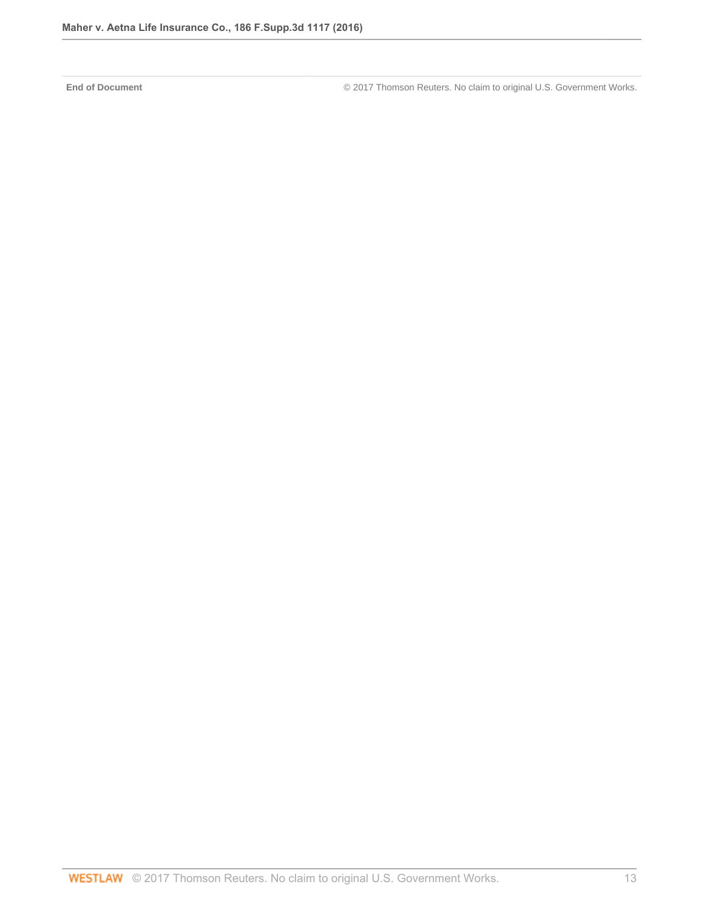**End of Document** © 2017 Thomson Reuters. No claim to original U.S. Government Works.